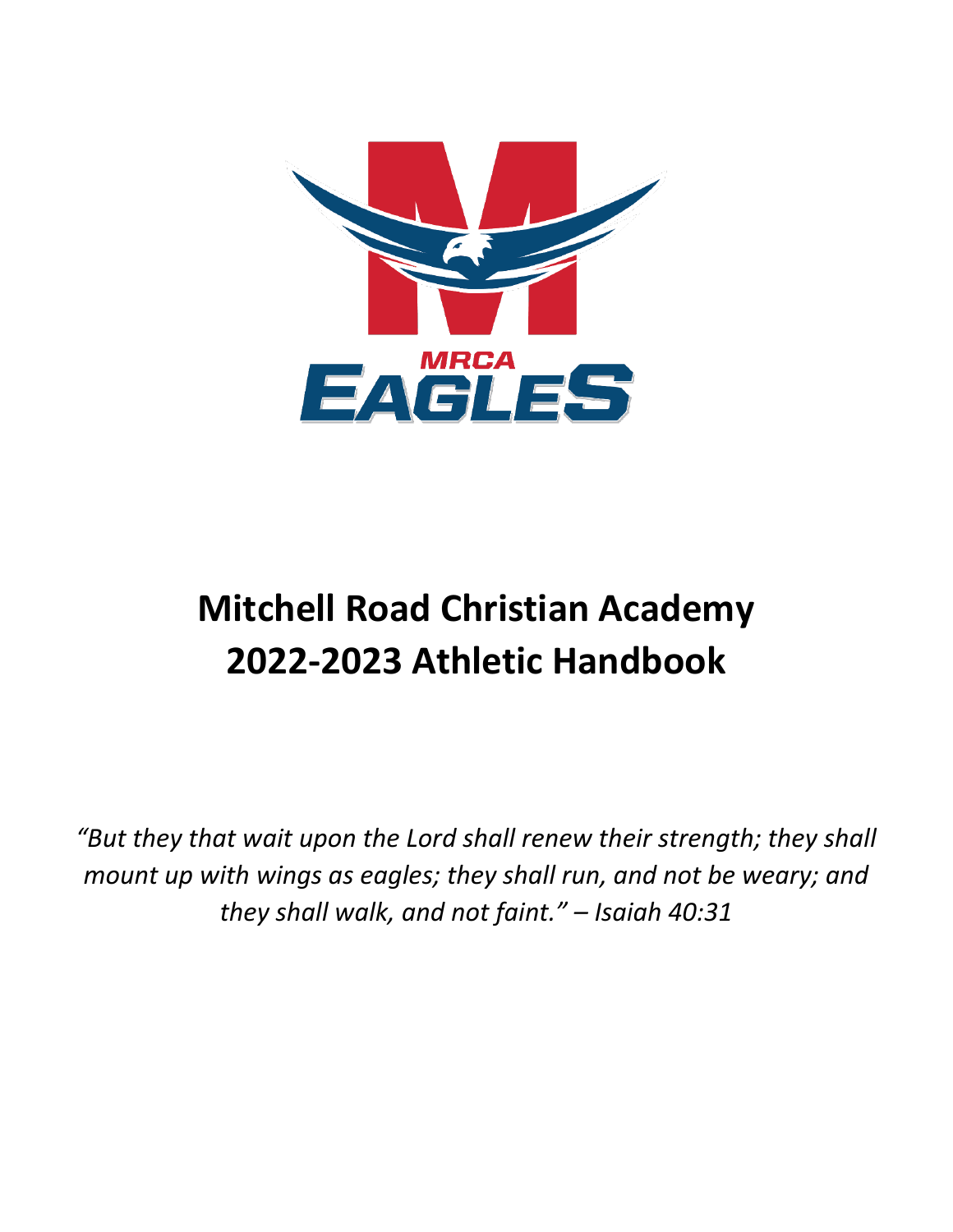# Mitchell Road Christian Academy 2022-2023 Athletic Handbook

*"But they that wait upon the Lord shall renew their strength; they shall mount up with wings as eagles; they shall run, and not be weary; and they shall walk, and not faint." – Isaiah 40:31*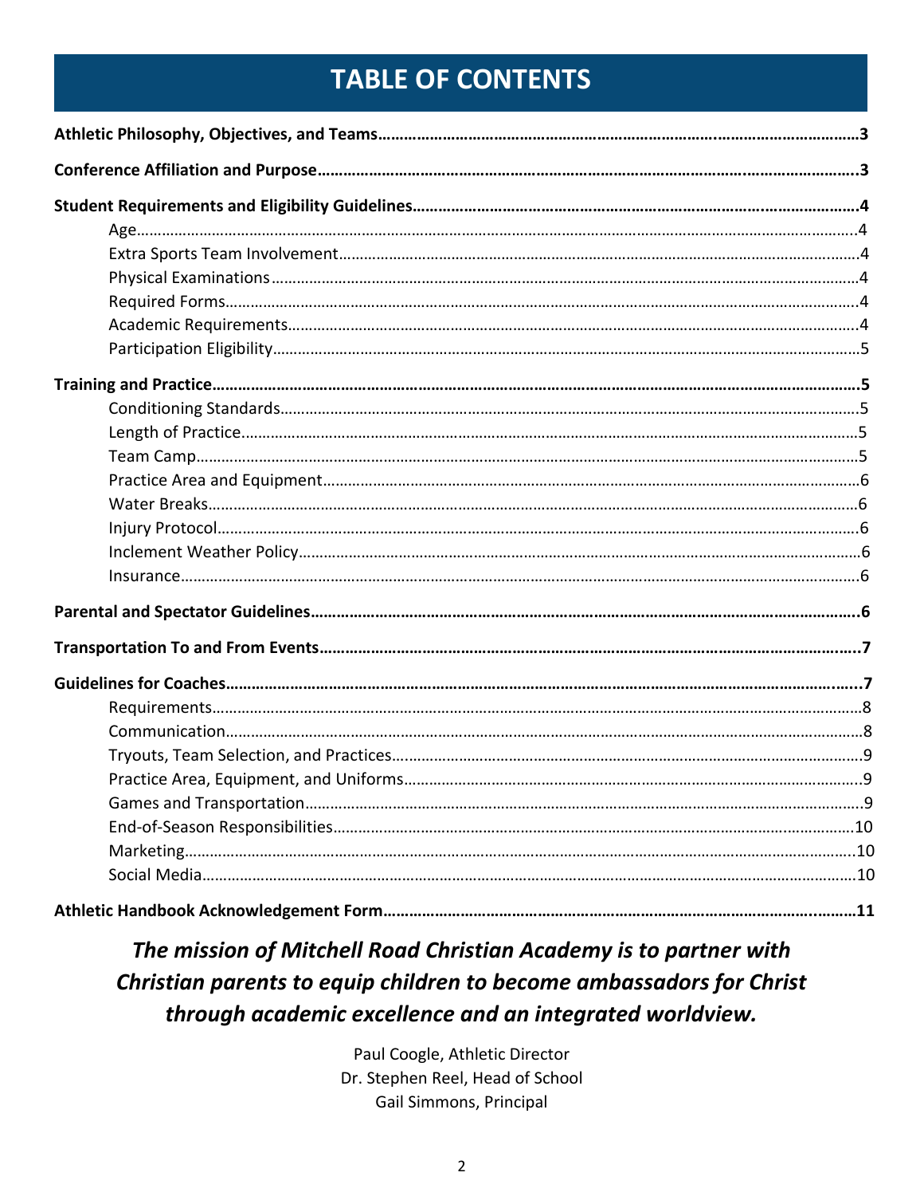# TABLE OF CONTENTS

**Athletic Philosophy, Objectives, and Teams……………………………………………………………………………………3**

**Conference Affiliation and Purpose………………………………………………………………………………………………3**

**Student Requirements and Eligibility Guidelines……………………………………………………………………………4**

- Age……………………………………………………………………………………………………………………………4
- Extra Sports Team Involvement……………………………………………………………………………………4
- Physical Examinations…………………………………………………………………………………………………4
- Required Forms…………………………………………………………………………………………………………4
- Academic Requirements………………………………………………………………………………………………4
- Participation Eligibility…………………………………………………………………………………………………5

**Training and Practice…………………………………………………………………………………………………………5**

- Conditioning Standards…………………………………………………………………………………………………5
- Length of Practice………………………………………………………………………………………………………5
- Team Camp…………………………………………………………………………………………………………………5
- Practice Area and Equipment…………………………………………………………………………………………6
- Water Breaks………………………………………………………………………………………………………………6
- Injury Protocol……………………………………………………………………………………………………………6
- Inclement Weather Policy………………………………………………………………………………………………6
- Insurance……………………………………………………………………………………………………………………6

**Parental and Spectator Guidelines…………………………………………………………………………………………6**

**Transportation To and From Events………………………………………………………………………………………7**

**Guidelines for Coaches…………………………………………………………………………………………………………7**

- Requirements………………………………………………………………………………………………………………8
- Communication……………………………………………………………………………………………………………8
- Tryouts, Team Selection, and Practices………………………………………………………………………………9
- Practice Area, Equipment, and Uniforms……………………………………………………………………………9
- Games and Transportation……………………………………………………………………………………………9
- End-of-Season Responsibilities………………………………………………………………………………………10
- Marketing…………………………………………………………………………………………………………………10
- Social Media………………………………………………………………………………………………………………10

**Athletic Handbook Acknowledgement Form……………………………………………………………………………11**

***The mission of Mitchell Road Christian Academy is to partner with Christian parents to equip children to become ambassadors for Christ through academic excellence and an integrated worldview.***

Paul Coogle, Athletic Director
Dr. Stephen Reel, Head of School
Gail Simmons, Principal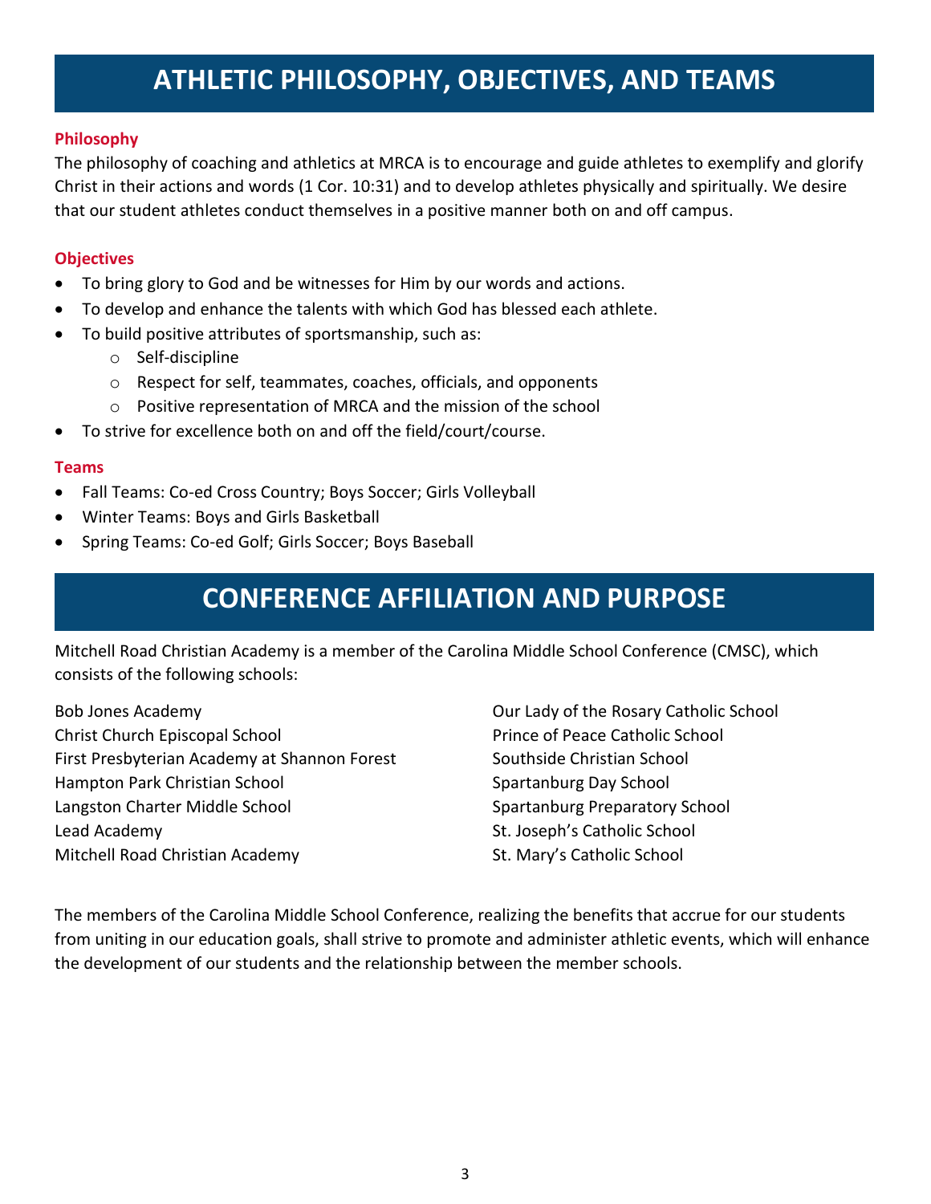# ATHLETIC PHILOSOPHY, OBJECTIVES, AND TEAMS

### Philosophy

The philosophy of coaching and athletics at MRCA is to encourage and guide athletes to exemplify and glorify Christ in their actions and words (1 Cor. 10:31) and to develop athletes physically and spiritually. We desire that our student athletes conduct themselves in a positive manner both on and off campus.

### Objectives

- To bring glory to God and be witnesses for Him by our words and actions.
- To develop and enhance the talents with which God has blessed each athlete.
- To build positive attributes of sportsmanship, such as:
    - Self-discipline
    - Respect for self, teammates, coaches, officials, and opponents
    - Positive representation of MRCA and the mission of the school
- To strive for excellence both on and off the field/court/course.

### Teams

- Fall Teams: Co-ed Cross Country; Boys Soccer; Girls Volleyball
- Winter Teams: Boys and Girls Basketball
- Spring Teams: Co-ed Golf; Girls Soccer; Boys Baseball

# CONFERENCE AFFILIATION AND PURPOSE

Mitchell Road Christian Academy is a member of the Carolina Middle School Conference (CMSC), which consists of the following schools:

Bob Jones Academy
Christ Church Episcopal School
First Presbyterian Academy at Shannon Forest
Hampton Park Christian School
Langston Charter Middle School
Lead Academy
Mitchell Road Christian Academy
Our Lady of the Rosary Catholic School
Prince of Peace Catholic School
Southside Christian School
Spartanburg Day School
Spartanburg Preparatory School
St. Joseph's Catholic School
St. Mary's Catholic School

The members of the Carolina Middle School Conference, realizing the benefits that accrue for our students from uniting in our education goals, shall strive to promote and administer athletic events, which will enhance the development of our students and the relationship between the member schools.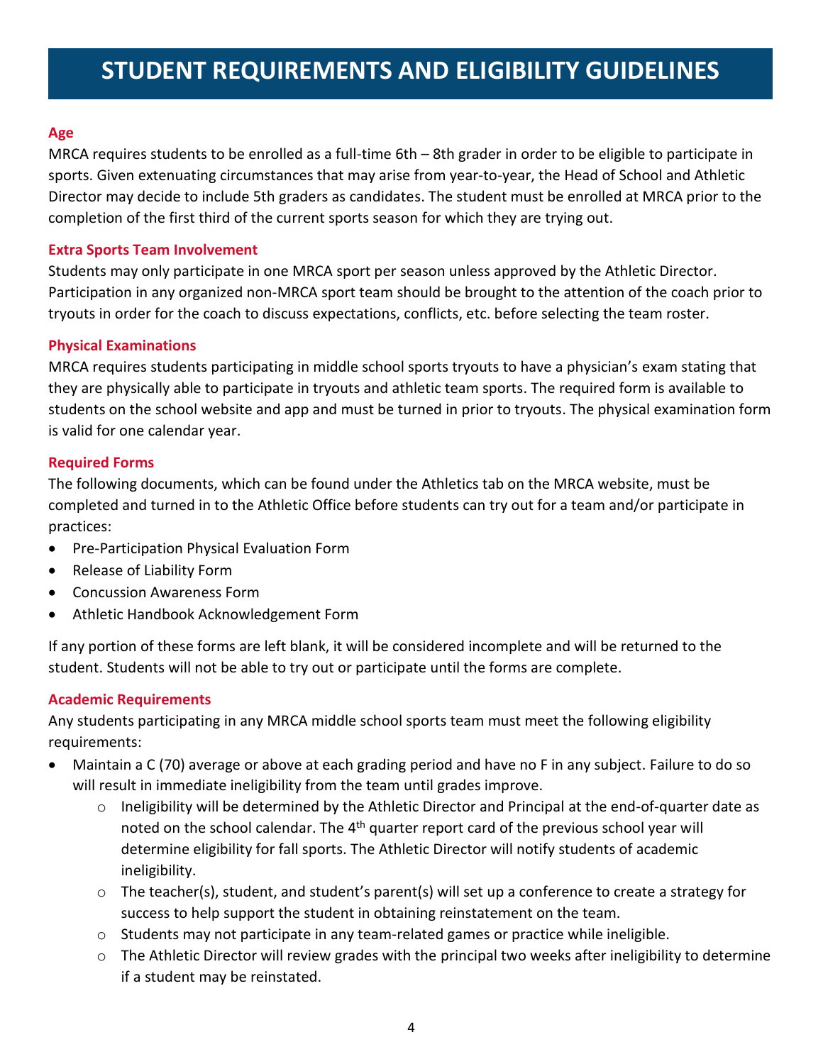# STUDENT REQUIREMENTS AND ELIGIBILITY GUIDELINES

### Age

MRCA requires students to be enrolled as a full-time 6th – 8th grader in order to be eligible to participate in sports. Given extenuating circumstances that may arise from year-to-year, the Head of School and Athletic Director may decide to include 5th graders as candidates. The student must be enrolled at MRCA prior to the completion of the first third of the current sports season for which they are trying out.

### Extra Sports Team Involvement

Students may only participate in one MRCA sport per season unless approved by the Athletic Director. Participation in any organized non-MRCA sport team should be brought to the attention of the coach prior to tryouts in order for the coach to discuss expectations, conflicts, etc. before selecting the team roster.

### Physical Examinations

MRCA requires students participating in middle school sports tryouts to have a physician's exam stating that they are physically able to participate in tryouts and athletic team sports. The required form is available to students on the school website and app and must be turned in prior to tryouts. The physical examination form is valid for one calendar year.

### Required Forms

The following documents, which can be found under the Athletics tab on the MRCA website, must be completed and turned in to the Athletic Office before students can try out for a team and/or participate in practices:

- Pre-Participation Physical Evaluation Form
- Release of Liability Form
- Concussion Awareness Form
- Athletic Handbook Acknowledgement Form

If any portion of these forms are left blank, it will be considered incomplete and will be returned to the student. Students will not be able to try out or participate until the forms are complete.

### Academic Requirements

Any students participating in any MRCA middle school sports team must meet the following eligibility requirements:

- Maintain a C (70) average or above at each grading period and have no F in any subject. Failure to do so will result in immediate ineligibility from the team until grades improve.
    - Ineligibility will be determined by the Athletic Director and Principal at the end-of-quarter date as noted on the school calendar. The 4th quarter report card of the previous school year will determine eligibility for fall sports. The Athletic Director will notify students of academic ineligibility.
    - The teacher(s), student, and student's parent(s) will set up a conference to create a strategy for success to help support the student in obtaining reinstatement on the team.
    - Students may not participate in any team-related games or practice while ineligible.
    - The Athletic Director will review grades with the principal two weeks after ineligibility to determine if a student may be reinstated.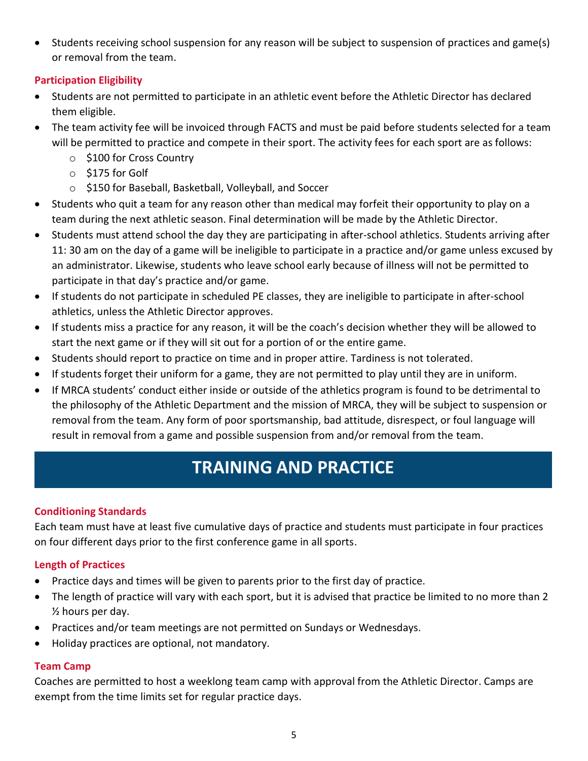- Students receiving school suspension for any reason will be subject to suspension of practices and game(s) or removal from the team.

### Participation Eligibility

- Students are not permitted to participate in an athletic event before the Athletic Director has declared them eligible.
- The team activity fee will be invoiced through FACTS and must be paid before students selected for a team will be permitted to practice and compete in their sport. The activity fees for each sport are as follows:
    - $100 for Cross Country
    - $175 for Golf
    - $150 for Baseball, Basketball, Volleyball, and Soccer
- Students who quit a team for any reason other than medical may forfeit their opportunity to play on a team during the next athletic season. Final determination will be made by the Athletic Director.
- Students must attend school the day they are participating in after-school athletics. Students arriving after 11: 30 am on the day of a game will be ineligible to participate in a practice and/or game unless excused by an administrator. Likewise, students who leave school early because of illness will not be permitted to participate in that day's practice and/or game.
- If students do not participate in scheduled PE classes, they are ineligible to participate in after-school athletics, unless the Athletic Director approves.
- If students miss a practice for any reason, it will be the coach's decision whether they will be allowed to start the next game or if they will sit out for a portion of or the entire game.
- Students should report to practice on time and in proper attire. Tardiness is not tolerated.
- If students forget their uniform for a game, they are not permitted to play until they are in uniform.
- If MRCA students' conduct either inside or outside of the athletics program is found to be detrimental to the philosophy of the Athletic Department and the mission of MRCA, they will be subject to suspension or removal from the team. Any form of poor sportsmanship, bad attitude, disrespect, or foul language will result in removal from a game and possible suspension from and/or removal from the team.

## TRAINING AND PRACTICE

### Conditioning Standards

Each team must have at least five cumulative days of practice and students must participate in four practices on four different days prior to the first conference game in all sports.

### Length of Practices

- Practice days and times will be given to parents prior to the first day of practice.
- The length of practice will vary with each sport, but it is advised that practice be limited to no more than 2 ½ hours per day.
- Practices and/or team meetings are not permitted on Sundays or Wednesdays.
- Holiday practices are optional, not mandatory.

### Team Camp

Coaches are permitted to host a weeklong team camp with approval from the Athletic Director. Camps are exempt from the time limits set for regular practice days.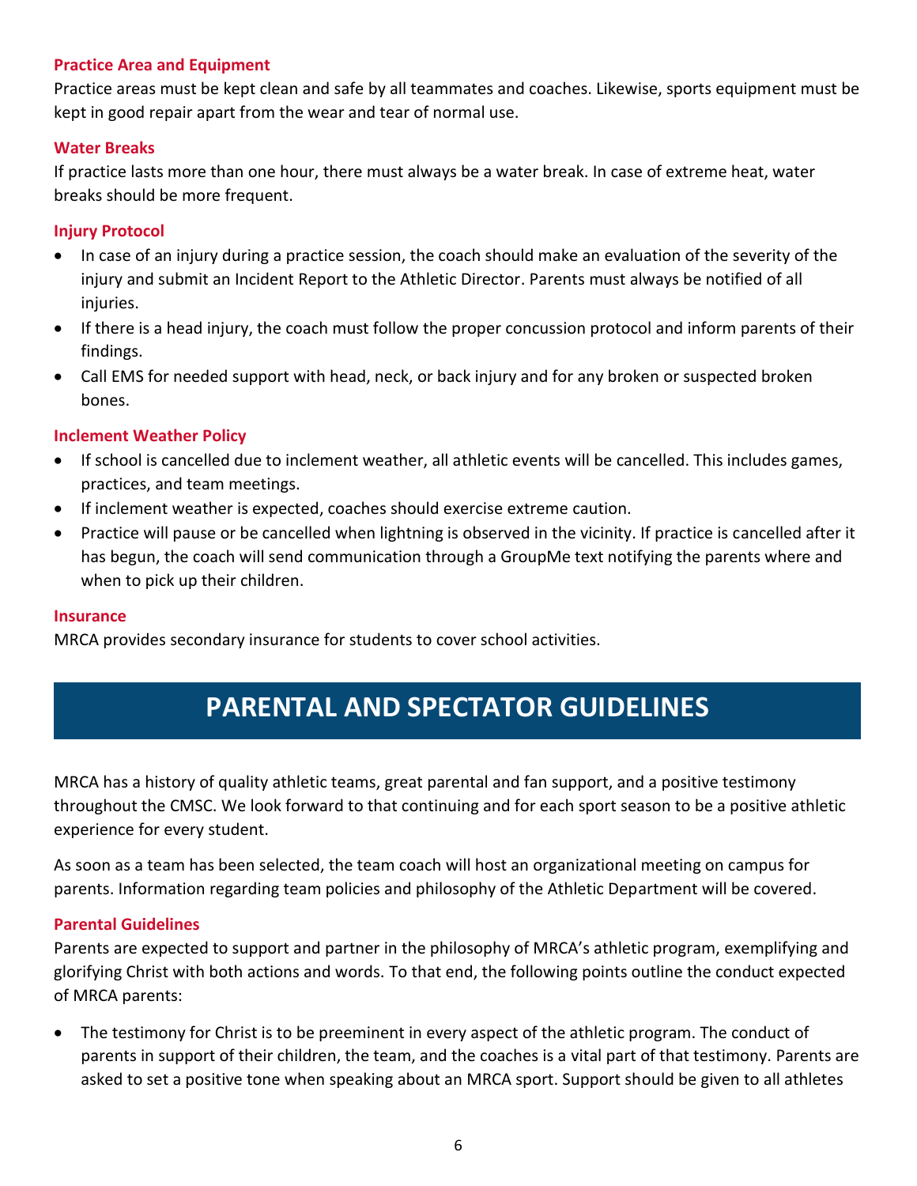### Practice Area and Equipment

Practice areas must be kept clean and safe by all teammates and coaches. Likewise, sports equipment must be kept in good repair apart from the wear and tear of normal use.

### Water Breaks

If practice lasts more than one hour, there must always be a water break. In case of extreme heat, water breaks should be more frequent.

### Injury Protocol

- In case of an injury during a practice session, the coach should make an evaluation of the severity of the injury and submit an Incident Report to the Athletic Director. Parents must always be notified of all injuries.
- If there is a head injury, the coach must follow the proper concussion protocol and inform parents of their findings.
- Call EMS for needed support with head, neck, or back injury and for any broken or suspected broken bones.

### Inclement Weather Policy

- If school is cancelled due to inclement weather, all athletic events will be cancelled. This includes games, practices, and team meetings.
- If inclement weather is expected, coaches should exercise extreme caution.
- Practice will pause or be cancelled when lightning is observed in the vicinity. If practice is cancelled after it has begun, the coach will send communication through a GroupMe text notifying the parents where and when to pick up their children.

### Insurance

MRCA provides secondary insurance for students to cover school activities.

## PARENTAL AND SPECTATOR GUIDELINES

MRCA has a history of quality athletic teams, great parental and fan support, and a positive testimony throughout the CMSC. We look forward to that continuing and for each sport season to be a positive athletic experience for every student.

As soon as a team has been selected, the team coach will host an organizational meeting on campus for parents. Information regarding team policies and philosophy of the Athletic Department will be covered.

### Parental Guidelines

Parents are expected to support and partner in the philosophy of MRCA's athletic program, exemplifying and glorifying Christ with both actions and words. To that end, the following points outline the conduct expected of MRCA parents:

- The testimony for Christ is to be preeminent in every aspect of the athletic program. The conduct of parents in support of their children, the team, and the coaches is a vital part of that testimony. Parents are asked to set a positive tone when speaking about an MRCA sport. Support should be given to all athletes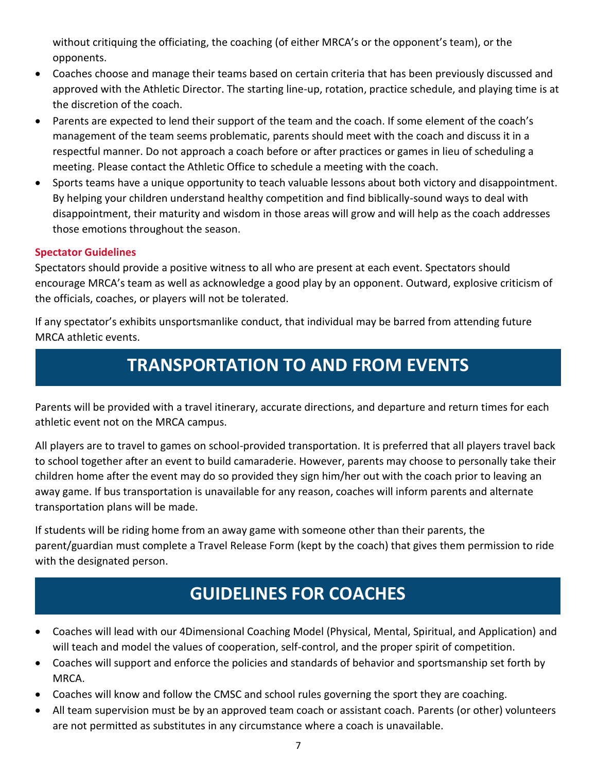without critiquing the officiating, the coaching (of either MRCA's or the opponent's team), or the opponents.

- Coaches choose and manage their teams based on certain criteria that has been previously discussed and approved with the Athletic Director. The starting line-up, rotation, practice schedule, and playing time is at the discretion of the coach.
- Parents are expected to lend their support of the team and the coach. If some element of the coach's management of the team seems problematic, parents should meet with the coach and discuss it in a respectful manner. Do not approach a coach before or after practices or games in lieu of scheduling a meeting. Please contact the Athletic Office to schedule a meeting with the coach.
- Sports teams have a unique opportunity to teach valuable lessons about both victory and disappointment. By helping your children understand healthy competition and find biblically-sound ways to deal with disappointment, their maturity and wisdom in those areas will grow and will help as the coach addresses those emotions throughout the season.

### Spectator Guidelines

Spectators should provide a positive witness to all who are present at each event. Spectators should encourage MRCA's team as well as acknowledge a good play by an opponent. Outward, explosive criticism of the officials, coaches, or players will not be tolerated.

If any spectator's exhibits unsportsmanlike conduct, that individual may be barred from attending future MRCA athletic events.

## TRANSPORTATION TO AND FROM EVENTS

Parents will be provided with a travel itinerary, accurate directions, and departure and return times for each athletic event not on the MRCA campus.

All players are to travel to games on school-provided transportation. It is preferred that all players travel back to school together after an event to build camaraderie. However, parents may choose to personally take their children home after the event may do so provided they sign him/her out with the coach prior to leaving an away game. If bus transportation is unavailable for any reason, coaches will inform parents and alternate transportation plans will be made.

If students will be riding home from an away game with someone other than their parents, the parent/guardian must complete a Travel Release Form (kept by the coach) that gives them permission to ride with the designated person.

## GUIDELINES FOR COACHES

- Coaches will lead with our 4Dimensional Coaching Model (Physical, Mental, Spiritual, and Application) and will teach and model the values of cooperation, self-control, and the proper spirit of competition.
- Coaches will support and enforce the policies and standards of behavior and sportsmanship set forth by MRCA.
- Coaches will know and follow the CMSC and school rules governing the sport they are coaching.
- All team supervision must be by an approved team coach or assistant coach. Parents (or other) volunteers are not permitted as substitutes in any circumstance where a coach is unavailable.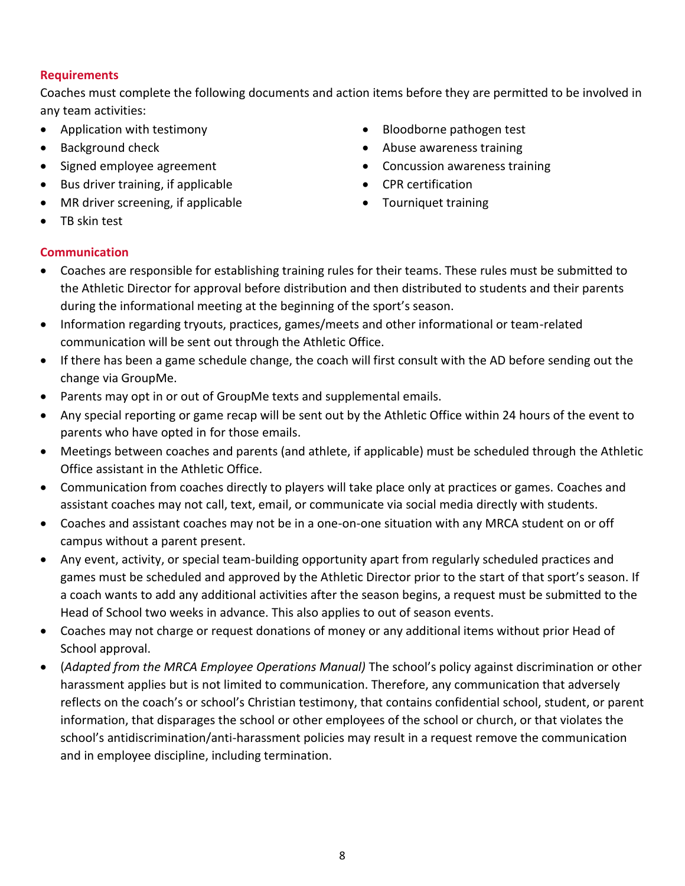## Requirements

Coaches must complete the following documents and action items before they are permitted to be involved in any team activities:

- Application with testimony
- Background check
- Signed employee agreement
- Bus driver training, if applicable
- MR driver screening, if applicable
- TB skin test
- Bloodborne pathogen test
- Abuse awareness training
- Concussion awareness training
- CPR certification
- Tourniquet training

## Communication

- Coaches are responsible for establishing training rules for their teams. These rules must be submitted to the Athletic Director for approval before distribution and then distributed to students and their parents during the informational meeting at the beginning of the sport's season.
- Information regarding tryouts, practices, games/meets and other informational or team-related communication will be sent out through the Athletic Office.
- If there has been a game schedule change, the coach will first consult with the AD before sending out the change via GroupMe.
- Parents may opt in or out of GroupMe texts and supplemental emails.
- Any special reporting or game recap will be sent out by the Athletic Office within 24 hours of the event to parents who have opted in for those emails.
- Meetings between coaches and parents (and athlete, if applicable) must be scheduled through the Athletic Office assistant in the Athletic Office.
- Communication from coaches directly to players will take place only at practices or games. Coaches and assistant coaches may not call, text, email, or communicate via social media directly with students.
- Coaches and assistant coaches may not be in a one-on-one situation with any MRCA student on or off campus without a parent present.
- Any event, activity, or special team-building opportunity apart from regularly scheduled practices and games must be scheduled and approved by the Athletic Director prior to the start of that sport's season. If a coach wants to add any additional activities after the season begins, a request must be submitted to the Head of School two weeks in advance. This also applies to out of season events.
- Coaches may not charge or request donations of money or any additional items without prior Head of School approval.
- (*Adapted from the MRCA Employee Operations Manual)* The school's policy against discrimination or other harassment applies but is not limited to communication. Therefore, any communication that adversely reflects on the coach's or school's Christian testimony, that contains confidential school, student, or parent information, that disparages the school or other employees of the school or church, or that violates the school's antidiscrimination/anti-harassment policies may result in a request remove the communication and in employee discipline, including termination.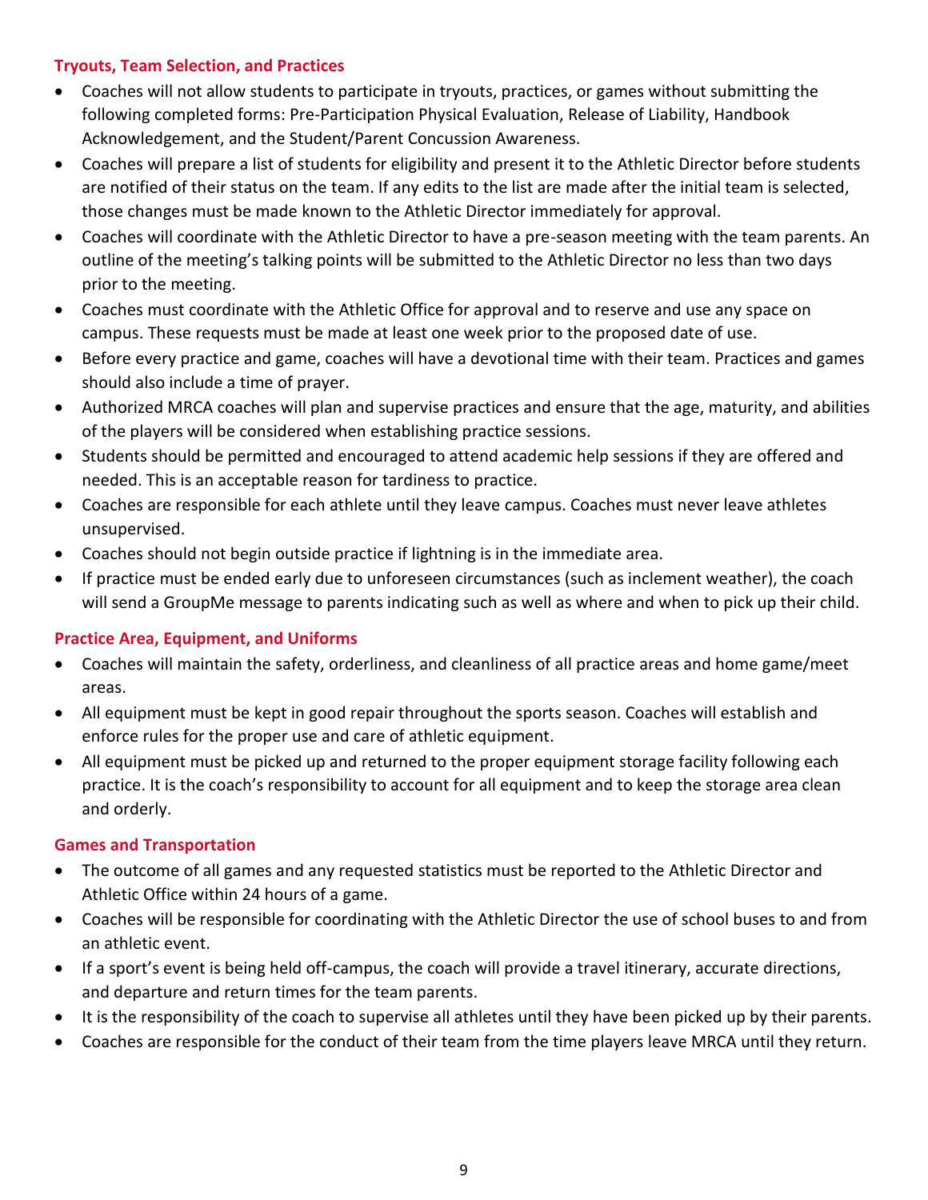### Tryouts, Team Selection, and Practices

- Coaches will not allow students to participate in tryouts, practices, or games without submitting the following completed forms: Pre-Participation Physical Evaluation, Release of Liability, Handbook Acknowledgement, and the Student/Parent Concussion Awareness.
- Coaches will prepare a list of students for eligibility and present it to the Athletic Director before students are notified of their status on the team. If any edits to the list are made after the initial team is selected, those changes must be made known to the Athletic Director immediately for approval.
- Coaches will coordinate with the Athletic Director to have a pre-season meeting with the team parents. An outline of the meeting's talking points will be submitted to the Athletic Director no less than two days prior to the meeting.
- Coaches must coordinate with the Athletic Office for approval and to reserve and use any space on campus. These requests must be made at least one week prior to the proposed date of use.
- Before every practice and game, coaches will have a devotional time with their team. Practices and games should also include a time of prayer.
- Authorized MRCA coaches will plan and supervise practices and ensure that the age, maturity, and abilities of the players will be considered when establishing practice sessions.
- Students should be permitted and encouraged to attend academic help sessions if they are offered and needed. This is an acceptable reason for tardiness to practice.
- Coaches are responsible for each athlete until they leave campus. Coaches must never leave athletes unsupervised.
- Coaches should not begin outside practice if lightning is in the immediate area.
- If practice must be ended early due to unforeseen circumstances (such as inclement weather), the coach will send a GroupMe message to parents indicating such as well as where and when to pick up their child.

### Practice Area, Equipment, and Uniforms

- Coaches will maintain the safety, orderliness, and cleanliness of all practice areas and home game/meet areas.
- All equipment must be kept in good repair throughout the sports season. Coaches will establish and enforce rules for the proper use and care of athletic equipment.
- All equipment must be picked up and returned to the proper equipment storage facility following each practice. It is the coach's responsibility to account for all equipment and to keep the storage area clean and orderly.

### Games and Transportation

- The outcome of all games and any requested statistics must be reported to the Athletic Director and Athletic Office within 24 hours of a game.
- Coaches will be responsible for coordinating with the Athletic Director the use of school buses to and from an athletic event.
- If a sport's event is being held off-campus, the coach will provide a travel itinerary, accurate directions, and departure and return times for the team parents.
- It is the responsibility of the coach to supervise all athletes until they have been picked up by their parents.
- Coaches are responsible for the conduct of their team from the time players leave MRCA until they return.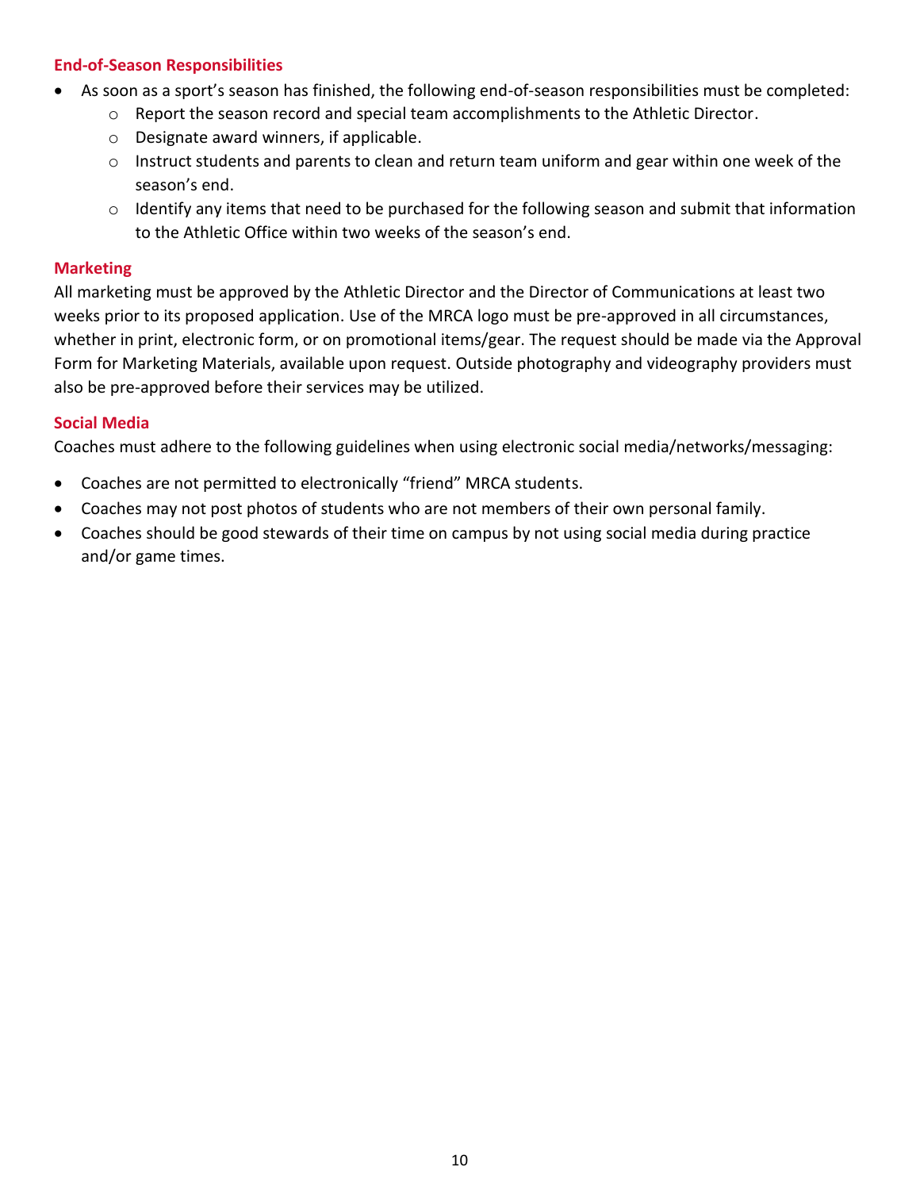### End-of-Season Responsibilities

- As soon as a sport's season has finished, the following end-of-season responsibilities must be completed:
  - Report the season record and special team accomplishments to the Athletic Director.
  - Designate award winners, if applicable.
  - Instruct students and parents to clean and return team uniform and gear within one week of the season's end.
  - Identify any items that need to be purchased for the following season and submit that information to the Athletic Office within two weeks of the season's end.

### Marketing

All marketing must be approved by the Athletic Director and the Director of Communications at least two weeks prior to its proposed application. Use of the MRCA logo must be pre-approved in all circumstances, whether in print, electronic form, or on promotional items/gear. The request should be made via the Approval Form for Marketing Materials, available upon request. Outside photography and videography providers must also be pre-approved before their services may be utilized.

### Social Media

Coaches must adhere to the following guidelines when using electronic social media/networks/messaging:

- Coaches are not permitted to electronically "friend" MRCA students.
- Coaches may not post photos of students who are not members of their own personal family.
- Coaches should be good stewards of their time on campus by not using social media during practice and/or game times.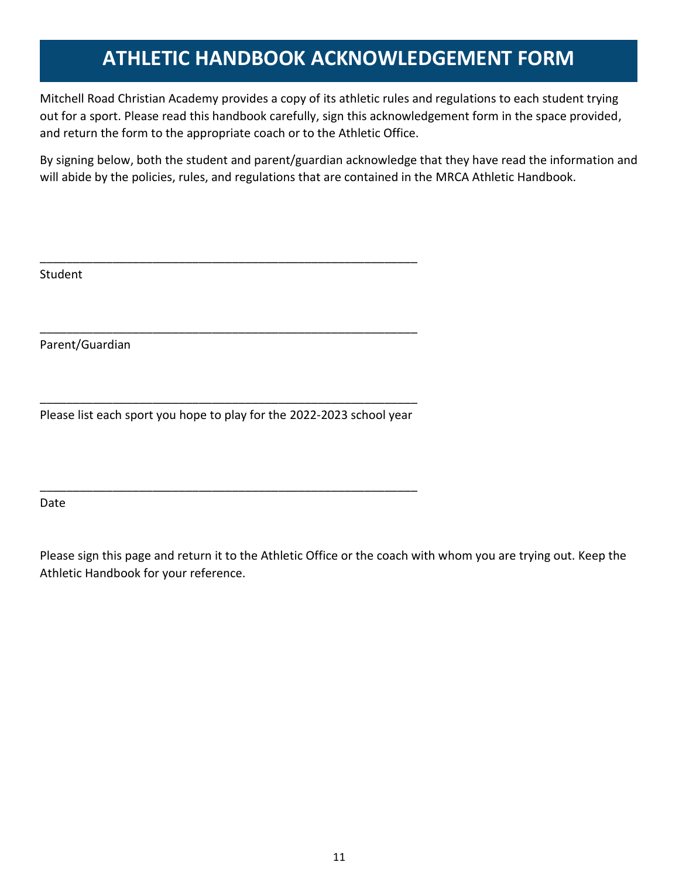# ATHLETIC HANDBOOK ACKNOWLEDGEMENT FORM

Mitchell Road Christian Academy provides a copy of its athletic rules and regulations to each student trying out for a sport. Please read this handbook carefully, sign this acknowledgement form in the space provided, and return the form to the appropriate coach or to the Athletic Office.

By signing below, both the student and parent/guardian acknowledge that they have read the information and will abide by the policies, rules, and regulations that are contained in the MRCA Athletic Handbook.

_________________________________________________________

Student

_________________________________________________________

Parent/Guardian

_________________________________________________________

Please list each sport you hope to play for the 2022-2023 school year

_________________________________________________________

Date

Please sign this page and return it to the Athletic Office or the coach with whom you are trying out. Keep the Athletic Handbook for your reference.